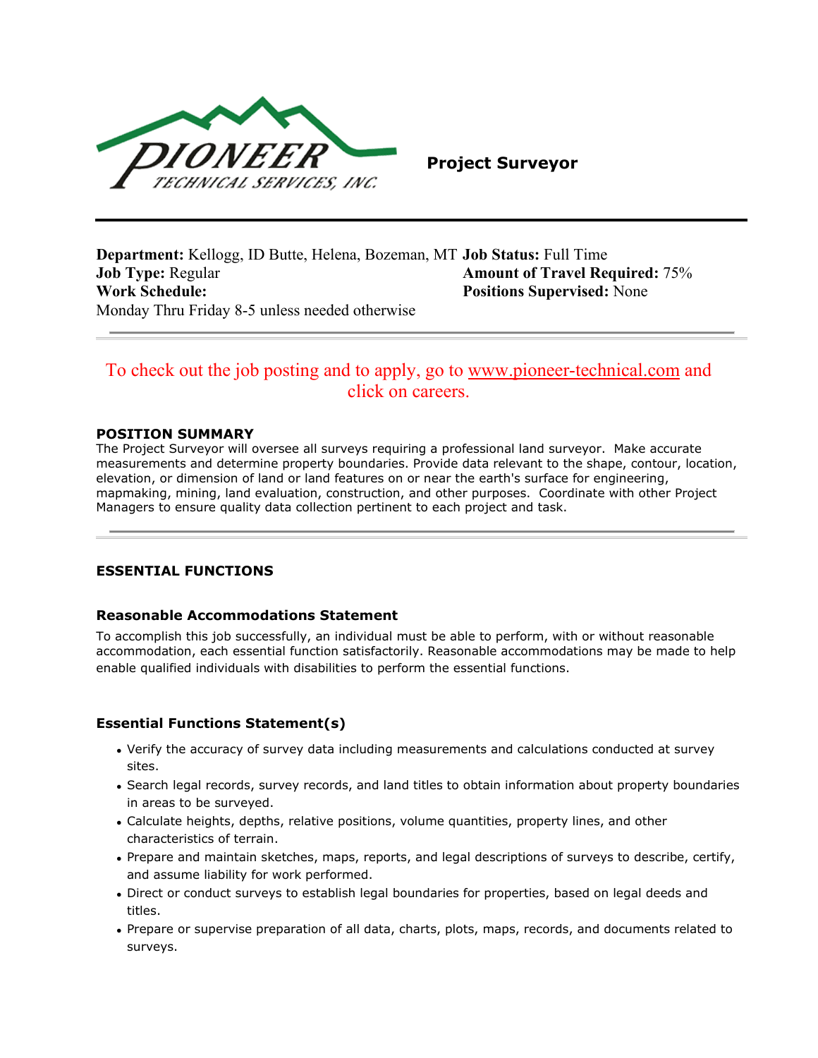PIONEER TECHNICAL SERVICES, INC.

# Project Surveyor

**Department:** Kellogg, ID Butte, Helena, Bozeman, MT
**Job Type:** Regular
**Work Schedule:**
Monday Thru Friday 8-5 unless needed otherwise

**Job Status:** Full Time
**Amount of Travel Required:** 75%
**Positions Supervised:** None

---

To check out the job posting and to apply, go to www.pioneer-technical.com and click on careers.

## POSITION SUMMARY

The Project Surveyor will oversee all surveys requiring a professional land surveyor. Make accurate measurements and determine property boundaries. Provide data relevant to the shape, contour, location, elevation, or dimension of land or land features on or near the earth's surface for engineering, mapmaking, mining, land evaluation, construction, and other purposes. Coordinate with other Project Managers to ensure quality data collection pertinent to each project and task.

---

## ESSENTIAL FUNCTIONS

### Reasonable Accommodations Statement

To accomplish this job successfully, an individual must be able to perform, with or without reasonable accommodation, each essential function satisfactorily. Reasonable accommodations may be made to help enable qualified individuals with disabilities to perform the essential functions.

### Essential Functions Statement(s)

- Verify the accuracy of survey data including measurements and calculations conducted at survey sites.
- Search legal records, survey records, and land titles to obtain information about property boundaries in areas to be surveyed.
- Calculate heights, depths, relative positions, volume quantities, property lines, and other characteristics of terrain.
- Prepare and maintain sketches, maps, reports, and legal descriptions of surveys to describe, certify, and assume liability for work performed.
- Direct or conduct surveys to establish legal boundaries for properties, based on legal deeds and titles.
- Prepare or supervise preparation of all data, charts, plots, maps, records, and documents related to surveys.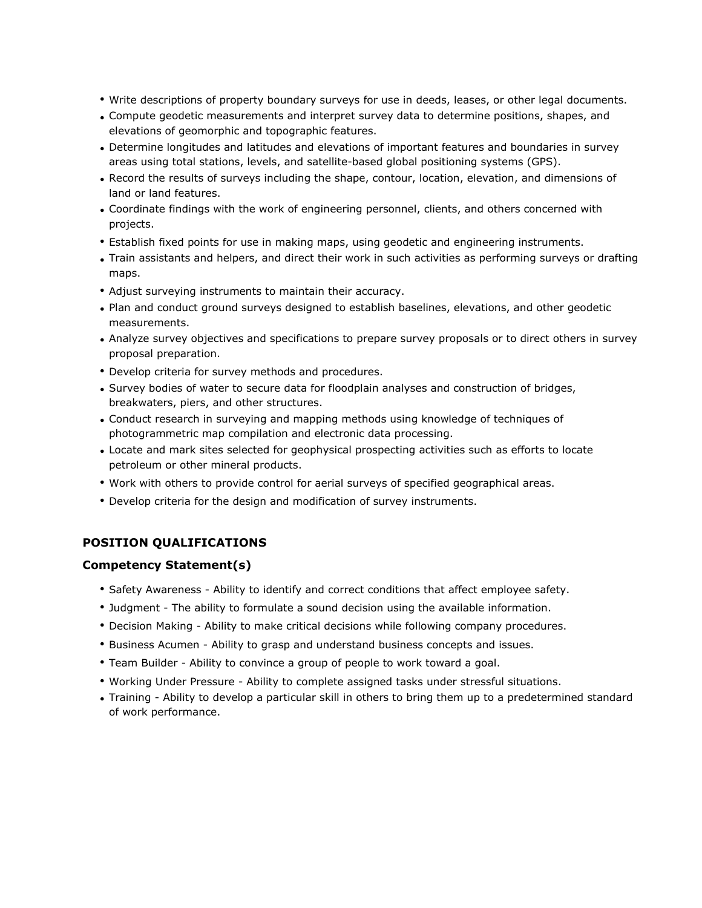- Write descriptions of property boundary surveys for use in deeds, leases, or other legal documents.
- Compute geodetic measurements and interpret survey data to determine positions, shapes, and elevations of geomorphic and topographic features.
- Determine longitudes and latitudes and elevations of important features and boundaries in survey areas using total stations, levels, and satellite-based global positioning systems (GPS).
- Record the results of surveys including the shape, contour, location, elevation, and dimensions of land or land features.
- Coordinate findings with the work of engineering personnel, clients, and others concerned with projects.
- Establish fixed points for use in making maps, using geodetic and engineering instruments.
- Train assistants and helpers, and direct their work in such activities as performing surveys or drafting maps.
- Adjust surveying instruments to maintain their accuracy.
- Plan and conduct ground surveys designed to establish baselines, elevations, and other geodetic measurements.
- Analyze survey objectives and specifications to prepare survey proposals or to direct others in survey proposal preparation.
- Develop criteria for survey methods and procedures.
- Survey bodies of water to secure data for floodplain analyses and construction of bridges, breakwaters, piers, and other structures.
- Conduct research in surveying and mapping methods using knowledge of techniques of photogrammetric map compilation and electronic data processing.
- Locate and mark sites selected for geophysical prospecting activities such as efforts to locate petroleum or other mineral products.
- Work with others to provide control for aerial surveys of specified geographical areas.
- Develop criteria for the design and modification of survey instruments.

## POSITION QUALIFICATIONS

### Competency Statement(s)

- Safety Awareness - Ability to identify and correct conditions that affect employee safety.
- Judgment - The ability to formulate a sound decision using the available information.
- Decision Making - Ability to make critical decisions while following company procedures.
- Business Acumen - Ability to grasp and understand business concepts and issues.
- Team Builder - Ability to convince a group of people to work toward a goal.
- Working Under Pressure - Ability to complete assigned tasks under stressful situations.
- Training - Ability to develop a particular skill in others to bring them up to a predetermined standard of work performance.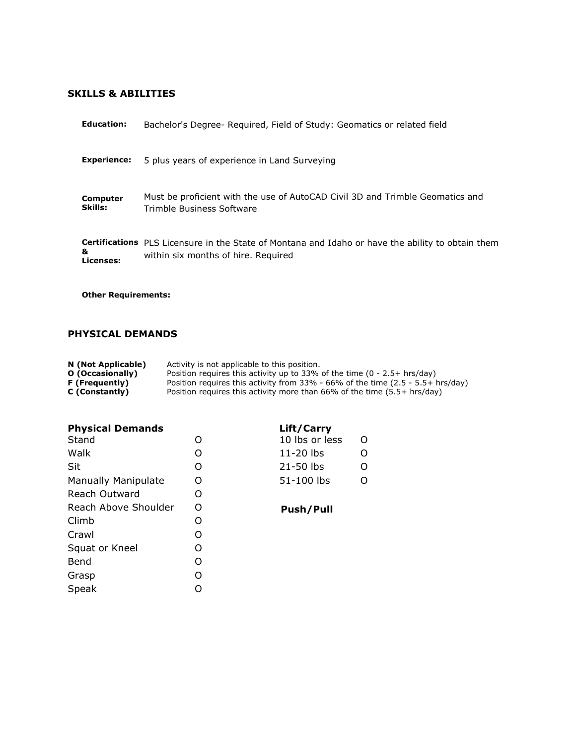## SKILLS & ABILITIES

| | |
|---|---|
| **Education:** | Bachelor's Degree- Required, Field of Study: Geomatics or related field |
| **Experience:** | 5 plus years of experience in Land Surveying |
| **Computer Skills:** | Must be proficient with the use of AutoCAD Civil 3D and Trimble Geomatics and Trimble Business Software |
| **Certifications & Licenses:** | PLS Licensure in the State of Montana and Idaho or have the ability to obtain them within six months of hire. Required |

**Other Requirements:**

## PHYSICAL DEMANDS

| | |
|---|---|
| **N (Not Applicable)** | Activity is not applicable to this position. |
| **O (Occasionally)** | Position requires this activity up to 33% of the time (0 - 2.5+ hrs/day) |
| **F (Frequently)** | Position requires this activity from 33% - 66% of the time (2.5 - 5.5+ hrs/day) |
| **C (Constantly)** | Position requires this activity more than 66% of the time (5.5+ hrs/day) |

| **Physical Demands** | |
|---|---|
| Stand | O |
| Walk | O |
| Sit | O |
| Manually Manipulate | O |
| Reach Outward | O |
| Reach Above Shoulder | O |
| Climb | O |
| Crawl | O |
| Squat or Kneel | O |
| Bend | O |
| Grasp | O |
| Speak | O |

| **Lift/Carry** | |
|---|---|
| 10 lbs or less | O |
| 11-20 lbs | O |
| 21-50 lbs | O |
| 51-100 lbs | O |

**Push/Pull**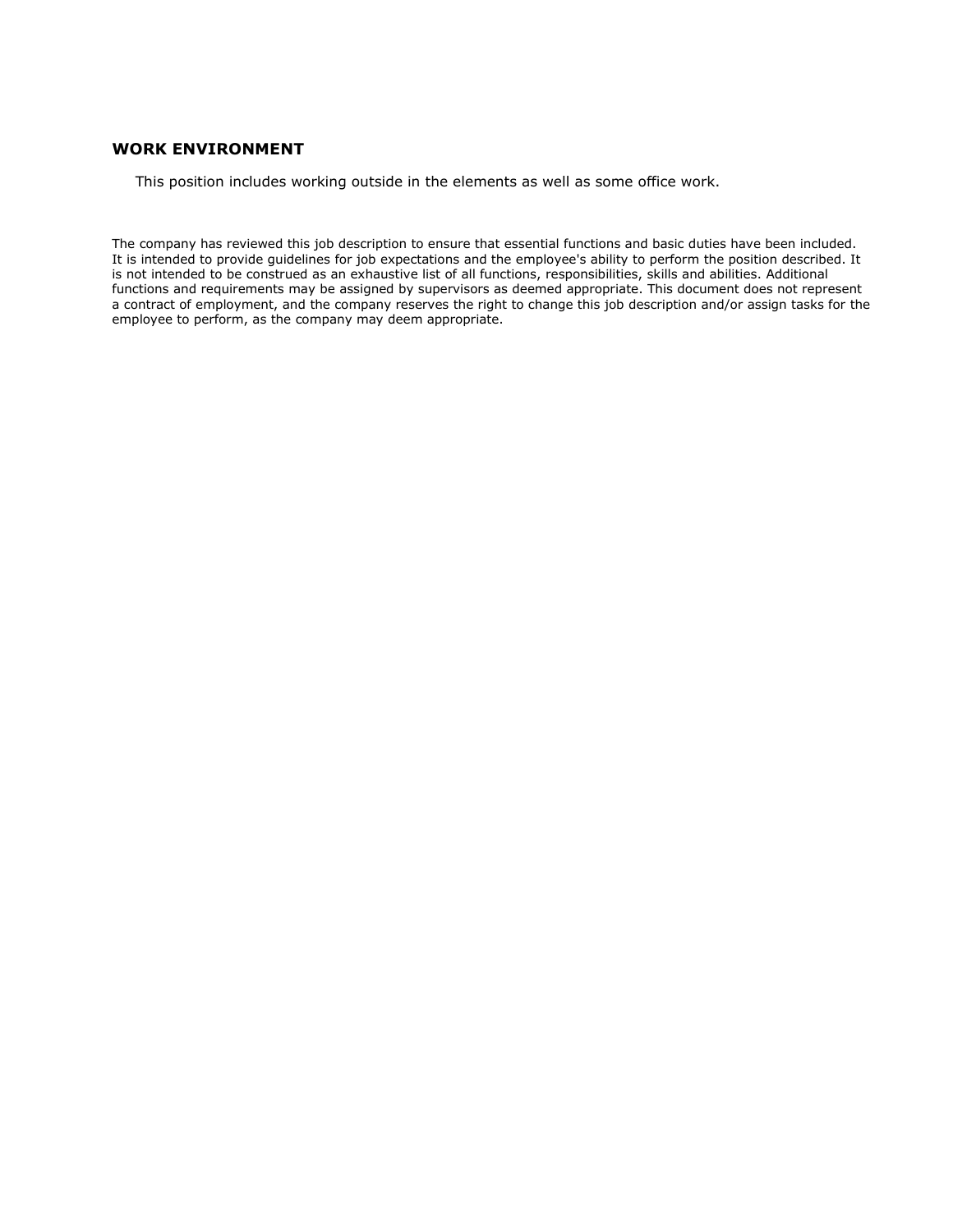## WORK ENVIRONMENT

This position includes working outside in the elements as well as some office work.

The company has reviewed this job description to ensure that essential functions and basic duties have been included. It is intended to provide guidelines for job expectations and the employee's ability to perform the position described. It is not intended to be construed as an exhaustive list of all functions, responsibilities, skills and abilities. Additional functions and requirements may be assigned by supervisors as deemed appropriate. This document does not represent a contract of employment, and the company reserves the right to change this job description and/or assign tasks for the employee to perform, as the company may deem appropriate.